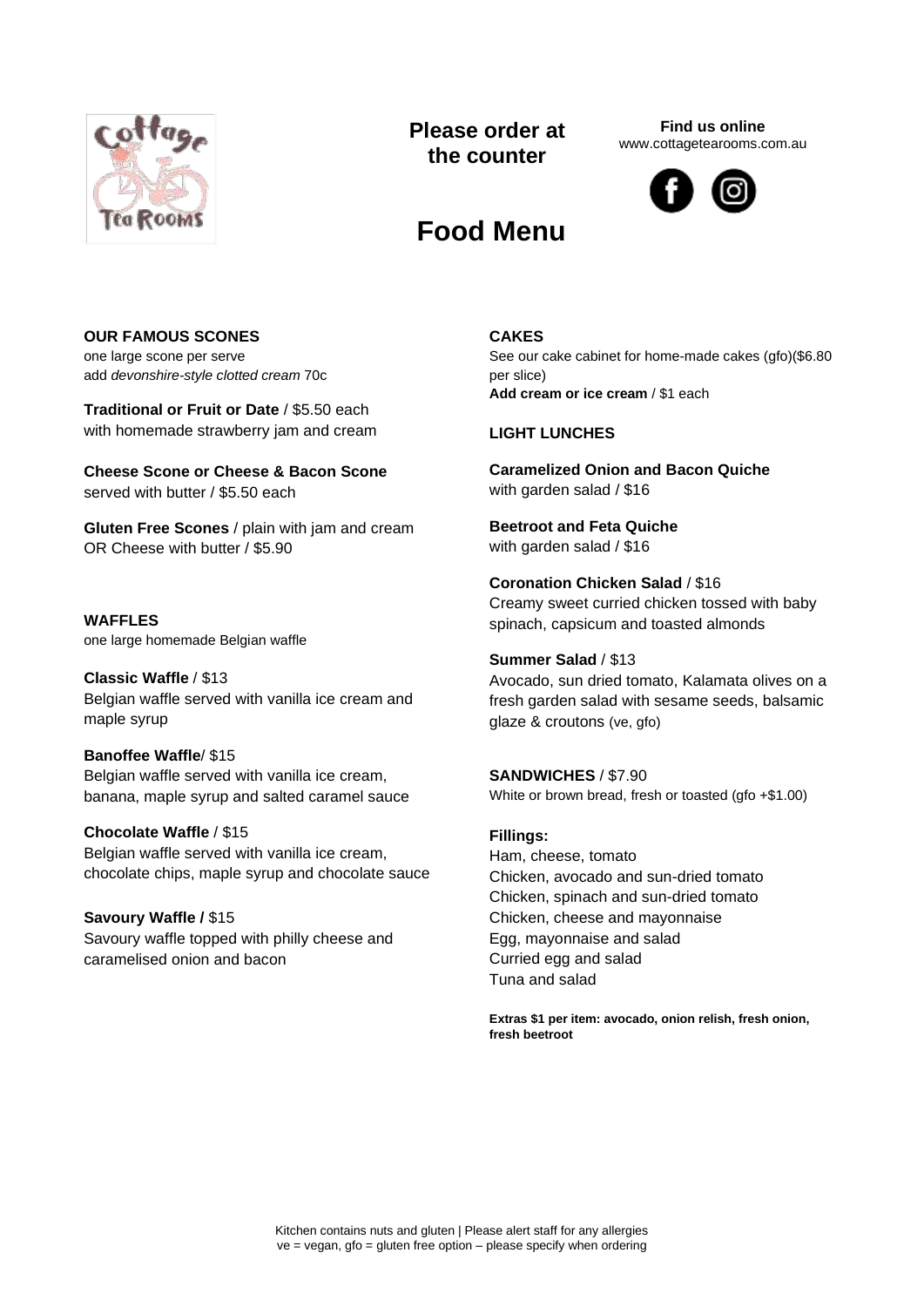Cottage Tea Rooms

**Please order at the counter**

**Find us online**
www.cottagetearooms.com.au

# Food Menu

## OUR FAMOUS SCONES

one large scone per serve
add *devonshire-style clotted cream* 70c

**Traditional or Fruit or Date** / $5.50 each
with homemade strawberry jam and cream

**Cheese Scone or Cheese & Bacon Scone**
served with butter / $5.50 each

**Gluten Free Scones** / plain with jam and cream
OR Cheese with butter / $5.90

## WAFFLES

one large homemade Belgian waffle

**Classic Waffle** / $13
Belgian waffle served with vanilla ice cream and maple syrup

**Banoffee Waffle**/ $15
Belgian waffle served with vanilla ice cream, banana, maple syrup and salted caramel sauce

**Chocolate Waffle** / $15
Belgian waffle served with vanilla ice cream, chocolate chips, maple syrup and chocolate sauce

**Savoury Waffle /** $15
Savoury waffle topped with philly cheese and caramelised onion and bacon

## CAKES

See our cake cabinet for home-made cakes (gfo)($6.80 per slice)
**Add cream or ice cream** / $1 each

## LIGHT LUNCHES

**Caramelized Onion and Bacon Quiche**
with garden salad / $16

**Beetroot and Feta Quiche**
with garden salad / $16

**Coronation Chicken Salad** / $16
Creamy sweet curried chicken tossed with baby spinach, capsicum and toasted almonds

**Summer Salad** / $13
Avocado, sun dried tomato, Kalamata olives on a fresh garden salad with sesame seeds, balsamic glaze & croutons (ve, gfo)

## SANDWICHES / $7.90

White or brown bread, fresh or toasted (gfo +$1.00)

**Fillings:**
Ham, cheese, tomato
Chicken, avocado and sun-dried tomato
Chicken, spinach and sun-dried tomato
Chicken, cheese and mayonnaise
Egg, mayonnaise and salad
Curried egg and salad
Tuna and salad

**Extras $1 per item: avocado, onion relish, fresh onion, fresh beetroot**

Kitchen contains nuts and gluten | Please alert staff for any allergies
ve = vegan, gfo = gluten free option – please specify when ordering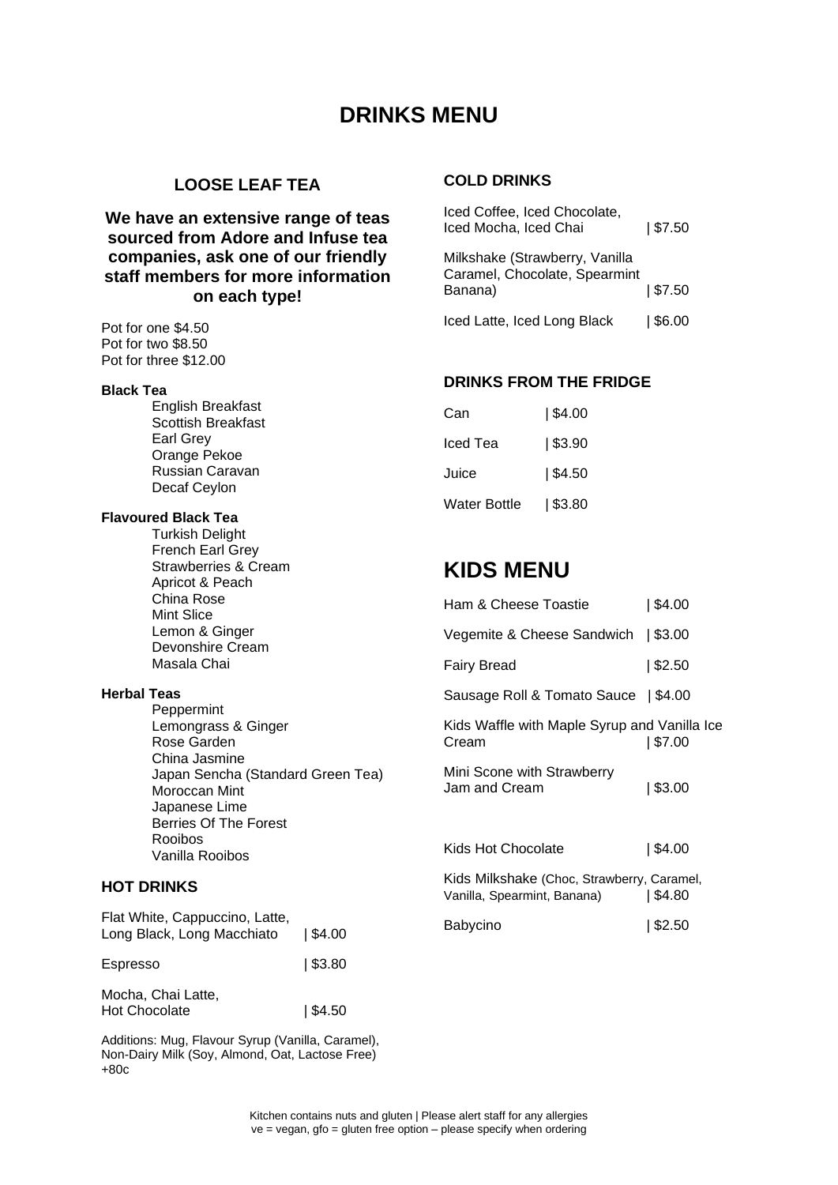# DRINKS MENU

## LOOSE LEAF TEA

**We have an extensive range of teas sourced from Adore and Infuse tea companies, ask one of our friendly staff members for more information on each type!**

Pot for one $4.50
Pot for two $8.50
Pot for three $12.00

**Black Tea**

- English Breakfast
- Scottish Breakfast
- Earl Grey
- Orange Pekoe
- Russian Caravan
- Decaf Ceylon

**Flavoured Black Tea**

- Turkish Delight
- French Earl Grey
- Strawberries & Cream
- Apricot & Peach
- China Rose
- Mint Slice
- Lemon & Ginger
- Devonshire Cream
- Masala Chai

**Herbal Teas**

- Peppermint
- Lemongrass & Ginger
- Rose Garden
- China Jasmine
- Japan Sencha (Standard Green Tea)
- Moroccan Mint
- Japanese Lime
- Berries Of The Forest
- Rooibos
- Vanilla Rooibos

## HOT DRINKS

Flat White, Cappuccino, Latte, Long Black, Long Macchiato | $4.00

Espresso | $3.80

Mocha, Chai Latte, Hot Chocolate | $4.50

Additions: Mug, Flavour Syrup (Vanilla, Caramel), Non-Dairy Milk (Soy, Almond, Oat, Lactose Free) +80c

## COLD DRINKS

Iced Coffee, Iced Chocolate, Iced Mocha, Iced Chai | $7.50

Milkshake (Strawberry, Vanilla Caramel, Chocolate, Spearmint Banana) | $7.50

Iced Latte, Iced Long Black | $6.00

## DRINKS FROM THE FRIDGE

Can | $4.00

Iced Tea | $3.90

Juice | $4.50

Water Bottle | $3.80

# KIDS MENU

Ham & Cheese Toastie | $4.00

Vegemite & Cheese Sandwich | $3.00

Fairy Bread | $2.50

Sausage Roll & Tomato Sauce | $4.00

Kids Waffle with Maple Syrup and Vanilla Ice Cream | $7.00

Mini Scone with Strawberry Jam and Cream | $3.00

Kids Hot Chocolate | $4.00

Kids Milkshake (Choc, Strawberry, Caramel, Vanilla, Spearmint, Banana) | $4.80

Babycino | $2.50

Kitchen contains nuts and gluten | Please alert staff for any allergies
ve = vegan, gfo = gluten free option – please specify when ordering